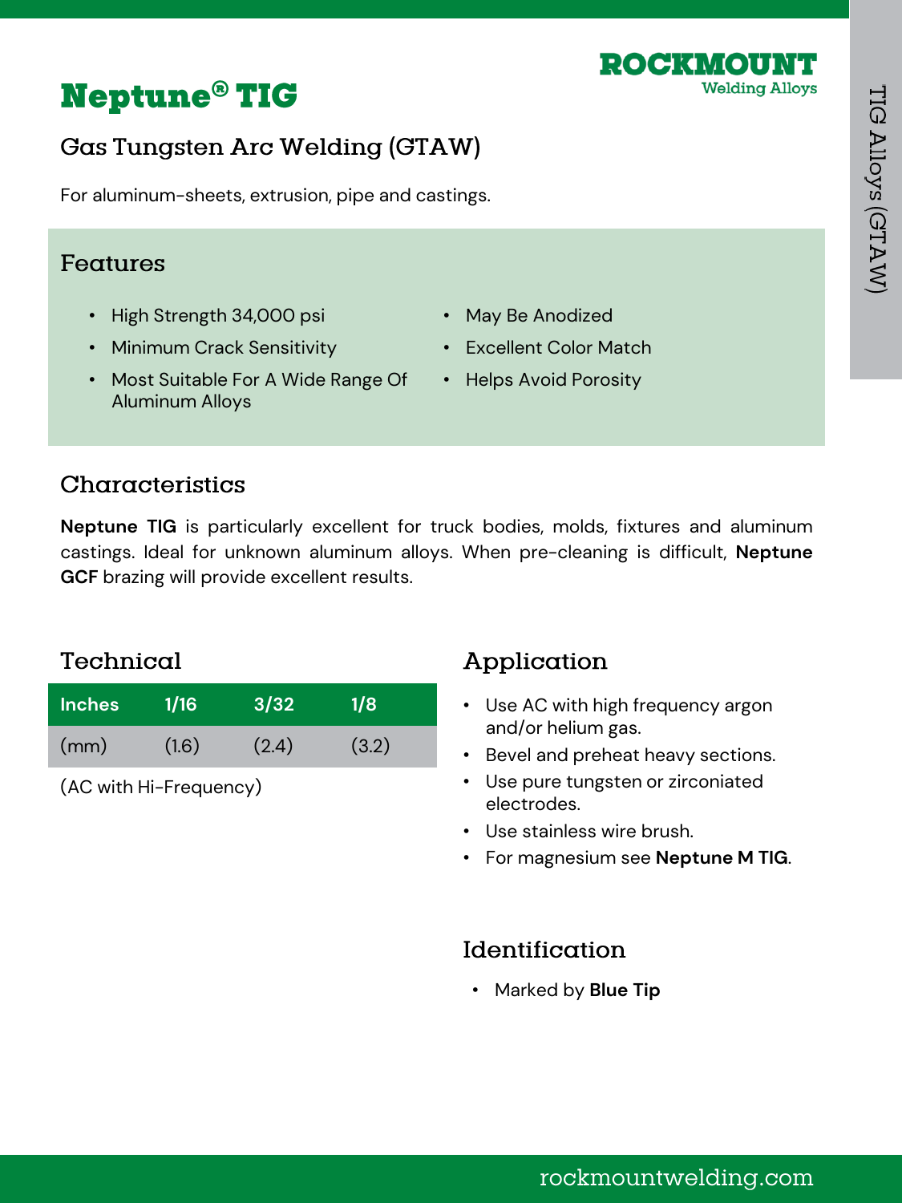ROCKMOUNT
Welding Alloys

# Neptune® TIG

## Gas Tungsten Arc Welding (GTAW)

For aluminum-sheets, extrusion, pipe and castings.

## Features

- High Strength 34,000 psi
- Minimum Crack Sensitivity
- Most Suitable For A Wide Range Of Aluminum Alloys
- May Be Anodized
- Excellent Color Match
- Helps Avoid Porosity

## Characteristics

**Neptune TIG** is particularly excellent for truck bodies, molds, fixtures and aluminum castings. Ideal for unknown aluminum alloys. When pre-cleaning is difficult, **Neptune GCF** brazing will provide excellent results.

## Technical

| Inches | 1/16 | 3/32 | 1/8 |
|---|---|---|---|
| (mm) | (1.6) | (2.4) | (3.2) |

(AC with Hi-Frequency)

## Application

- Use AC with high frequency argon and/or helium gas.
- Bevel and preheat heavy sections.
- Use pure tungsten or zirconiated electrodes.
- Use stainless wire brush.
- For magnesium see **Neptune M TIG**.

## Identification

- Marked by **Blue Tip**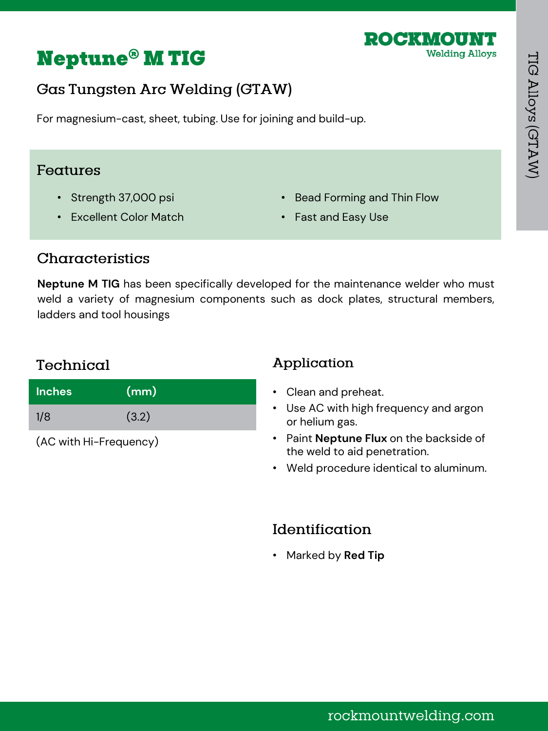# Neptune® M TIG

ROCKMOUNT
Welding Alloys

## Gas Tungsten Arc Welding (GTAW)

For magnesium-cast, sheet, tubing. Use for joining and build-up.

## Features

- Strength 37,000 psi
- Excellent Color Match
- Bead Forming and Thin Flow
- Fast and Easy Use

## Characteristics

**Neptune M TIG** has been specifically developed for the maintenance welder who must weld a variety of magnesium components such as dock plates, structural members, ladders and tool housings

## Technical

| Inches | (mm) |
|---|---|
| 1/8 | (3.2) |

(AC with Hi-Frequency)

## Application

- Clean and preheat.
- Use AC with high frequency and argon or helium gas.
- Paint **Neptune Flux** on the backside of the weld to aid penetration.
- Weld procedure identical to aluminum.

## Identification

- Marked by **Red Tip**